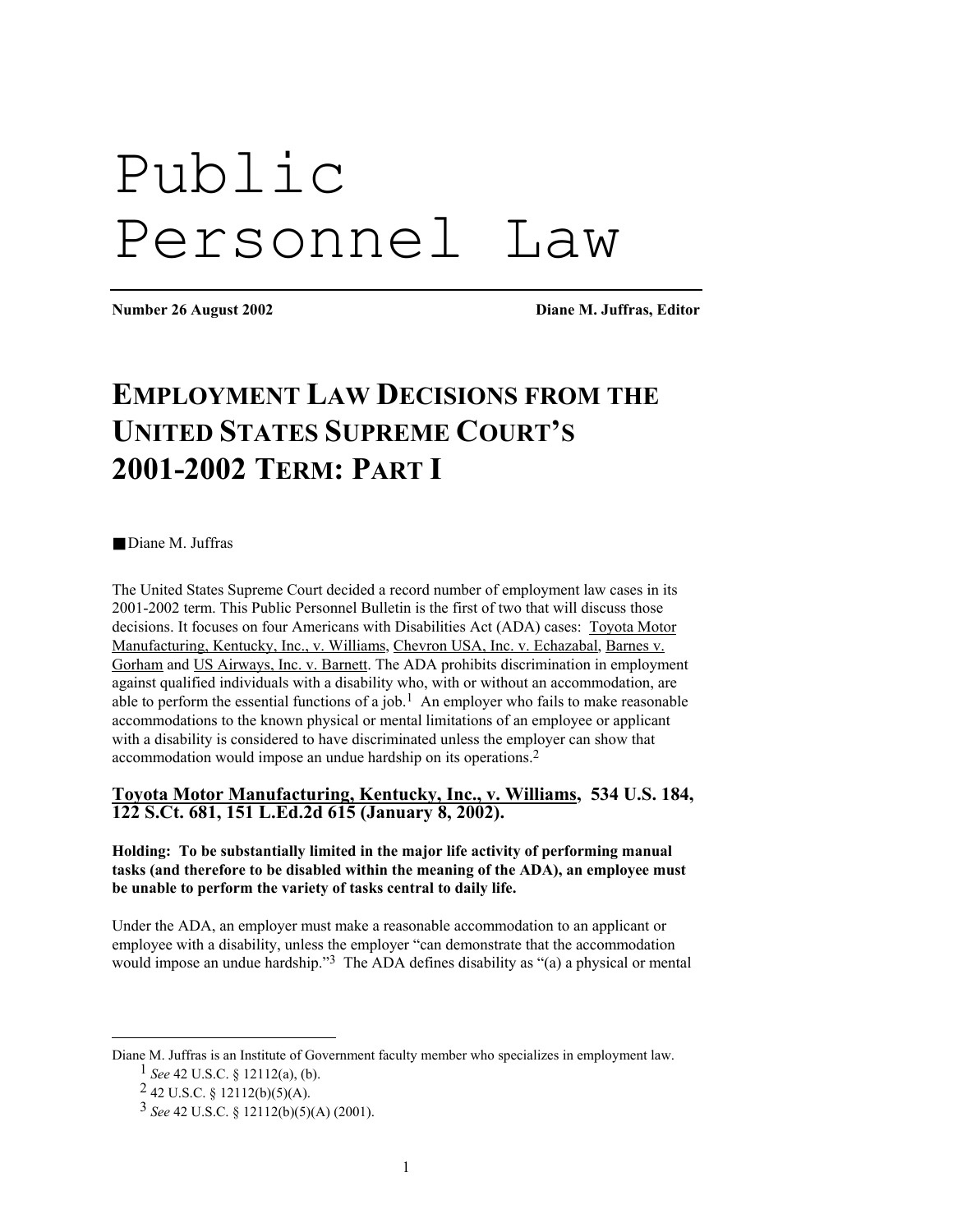# Public Personnel Law

**Number 26 August 2002** **Diane M. Juffras, Editor**

## EMPLOYMENT LAW DECISIONS FROM THE UNITED STATES SUPREME COURT'S 2001-2002 TERM: PART I

■ Diane M. Juffras

The United States Supreme Court decided a record number of employment law cases in its 2001-2002 term. This Public Personnel Bulletin is the first of two that will discuss those decisions. It focuses on four Americans with Disabilities Act (ADA) cases: Toyota Motor Manufacturing, Kentucky, Inc., v. Williams, Chevron USA, Inc. v. Echazabal, Barnes v. Gorham and US Airways, Inc. v. Barnett. The ADA prohibits discrimination in employment against qualified individuals with a disability who, with or without an accommodation, are able to perform the essential functions of a job.[1] An employer who fails to make reasonable accommodations to the known physical or mental limitations of an employee or applicant with a disability is considered to have discriminated unless the employer can show that accommodation would impose an undue hardship on its operations.[2]

### Toyota Motor Manufacturing, Kentucky, Inc., v. Williams, 534 U.S. 184, 122 S.Ct. 681, 151 L.Ed.2d 615 (January 8, 2002).

**Holding: To be substantially limited in the major life activity of performing manual tasks (and therefore to be disabled within the meaning of the ADA), an employee must be unable to perform the variety of tasks central to daily life.**

Under the ADA, an employer must make a reasonable accommodation to an applicant or employee with a disability, unless the employer "can demonstrate that the accommodation would impose an undue hardship."[3] The ADA defines disability as "(a) a physical or mental

---

Diane M. Juffras is an Institute of Government faculty member who specializes in employment law.

[1] *See* 42 U.S.C. § 12112(a), (b).

[2] 42 U.S.C. § 12112(b)(5)(A).

[3] *See* 42 U.S.C. § 12112(b)(5)(A) (2001).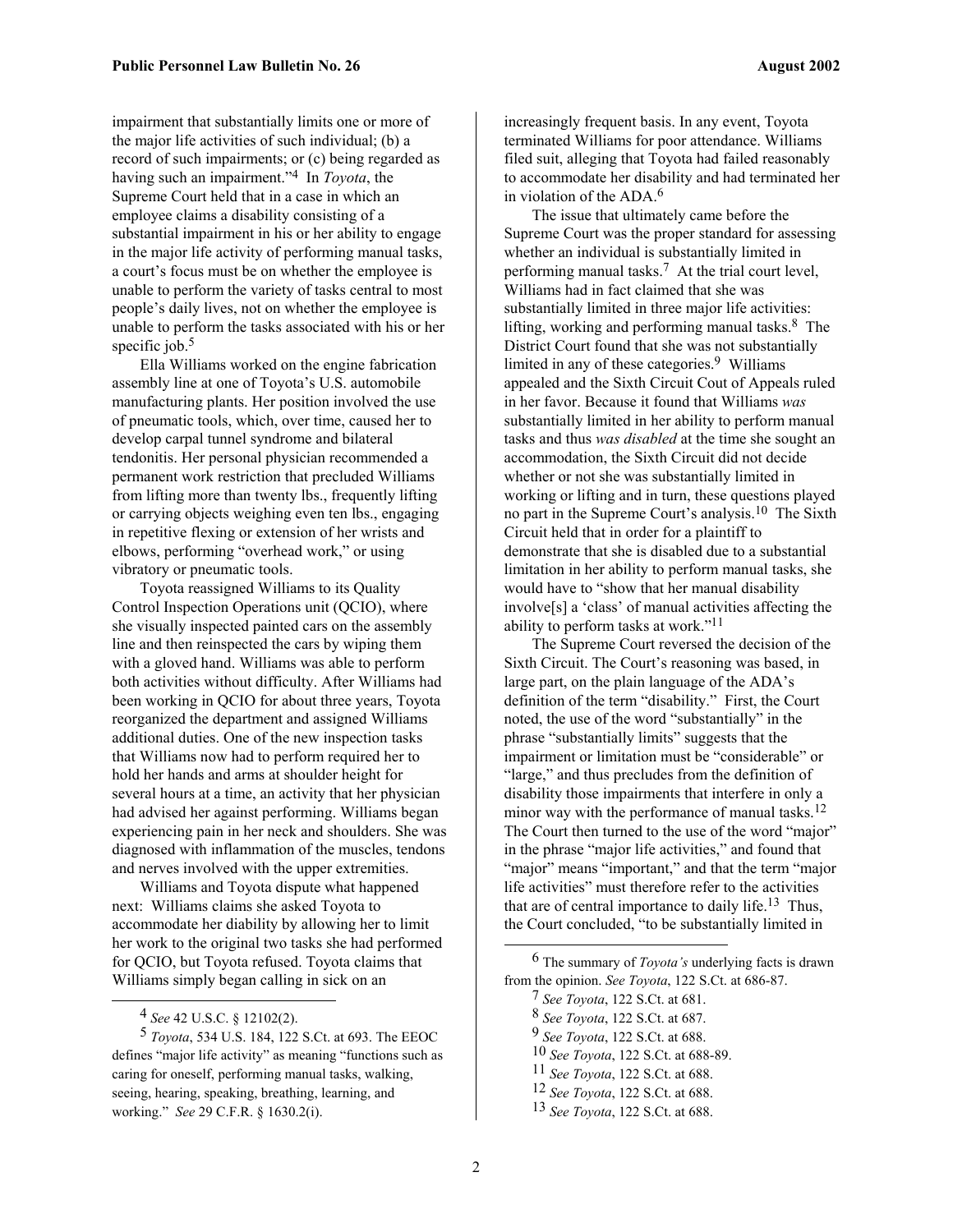impairment that substantially limits one or more of the major life activities of such individual; (b) a record of such impairments; or (c) being regarded as having such an impairment."[4] In *Toyota*, the Supreme Court held that in a case in which an employee claims a disability consisting of a substantial impairment in his or her ability to engage in the major life activity of performing manual tasks, a court's focus must be on whether the employee is unable to perform the variety of tasks central to most people's daily lives, not on whether the employee is unable to perform the tasks associated with his or her specific job.[5]

Ella Williams worked on the engine fabrication assembly line at one of Toyota's U.S. automobile manufacturing plants. Her position involved the use of pneumatic tools, which, over time, caused her to develop carpal tunnel syndrome and bilateral tendonitis. Her personal physician recommended a permanent work restriction that precluded Williams from lifting more than twenty lbs., frequently lifting or carrying objects weighing even ten lbs., engaging in repetitive flexing or extension of her wrists and elbows, performing "overhead work," or using vibratory or pneumatic tools.

Toyota reassigned Williams to its Quality Control Inspection Operations unit (QCIO), where she visually inspected painted cars on the assembly line and then reinspected the cars by wiping them with a gloved hand. Williams was able to perform both activities without difficulty. After Williams had been working in QCIO for about three years, Toyota reorganized the department and assigned Williams additional duties. One of the new inspection tasks that Williams now had to perform required her to hold her hands and arms at shoulder height for several hours at a time, an activity that her physician had advised her against performing. Williams began experiencing pain in her neck and shoulders. She was diagnosed with inflammation of the muscles, tendons and nerves involved with the upper extremities.

Williams and Toyota dispute what happened next: Williams claims she asked Toyota to accommodate her diability by allowing her to limit her work to the original two tasks she had performed for QCIO, but Toyota refused. Toyota claims that Williams simply began calling in sick on an increasingly frequent basis. In any event, Toyota terminated Williams for poor attendance. Williams filed suit, alleging that Toyota had failed reasonably to accommodate her disability and had terminated her in violation of the ADA.[6]

The issue that ultimately came before the Supreme Court was the proper standard for assessing whether an individual is substantially limited in performing manual tasks.[7] At the trial court level, Williams had in fact claimed that she was substantially limited in three major life activities: lifting, working and performing manual tasks.[8] The District Court found that she was not substantially limited in any of these categories.[9] Williams appealed and the Sixth Circuit Cout of Appeals ruled in her favor. Because it found that Williams *was* substantially limited in her ability to perform manual tasks and thus *was disabled* at the time she sought an accommodation, the Sixth Circuit did not decide whether or not she was substantially limited in working or lifting and in turn, these questions played no part in the Supreme Court's analysis.[10] The Sixth Circuit held that in order for a plaintiff to demonstrate that she is disabled due to a substantial limitation in her ability to perform manual tasks, she would have to "show that her manual disability involve[s] a 'class' of manual activities affecting the ability to perform tasks at work."[11]

The Supreme Court reversed the decision of the Sixth Circuit. The Court's reasoning was based, in large part, on the plain language of the ADA's definition of the term "disability." First, the Court noted, the use of the word "substantially" in the phrase "substantially limits" suggests that the impairment or limitation must be "considerable" or "large," and thus precludes from the definition of disability those impairments that interfere in only a minor way with the performance of manual tasks.[12] The Court then turned to the use of the word "major" in the phrase "major life activities," and found that "major" means "important," and that the term "major life activities" must therefore refer to the activities that are of central importance to daily life.[13] Thus, the Court concluded, "to be substantially limited in

---

[4] *See* 42 U.S.C. § 12102(2).

[5] *Toyota*, 534 U.S. 184, 122 S.Ct. at 693. The EEOC defines "major life activity" as meaning "functions such as caring for oneself, performing manual tasks, walking, seeing, hearing, speaking, breathing, learning, and working." *See* 29 C.F.R. § 1630.2(i).

[6] The summary of *Toyota's* underlying facts is drawn from the opinion. *See Toyota*, 122 S.Ct. at 686-87.

[7] *See Toyota*, 122 S.Ct. at 681.

[8] *See Toyota*, 122 S.Ct. at 687.

[9] *See Toyota*, 122 S.Ct. at 688.

[10] *See Toyota*, 122 S.Ct. at 688-89.

[11] *See Toyota*, 122 S.Ct. at 688.

[12] *See Toyota*, 122 S.Ct. at 688.

[13] *See Toyota*, 122 S.Ct. at 688.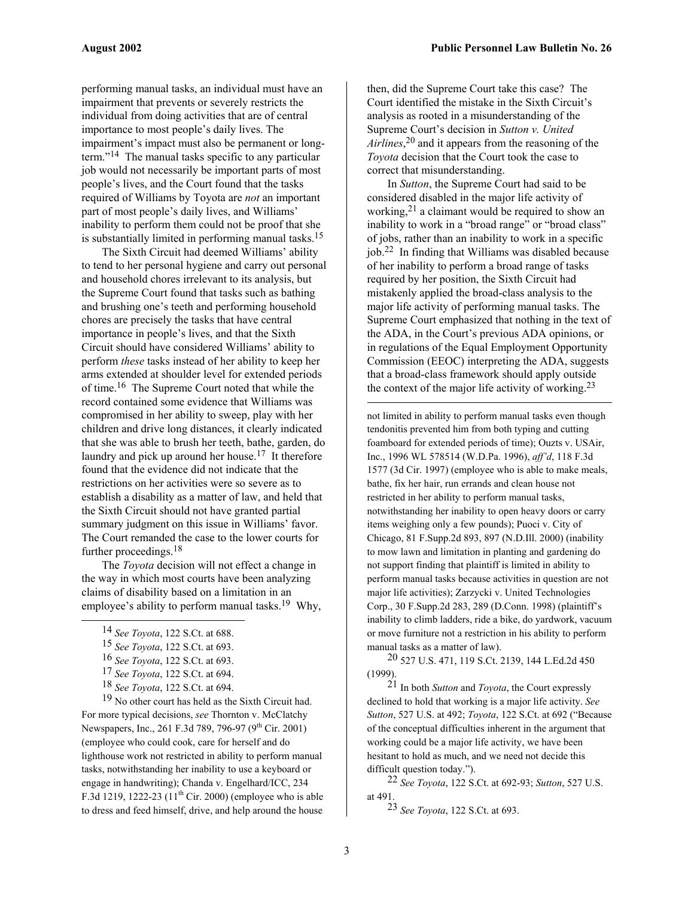performing manual tasks, an individual must have an impairment that prevents or severely restricts the individual from doing activities that are of central importance to most people's daily lives. The impairment's impact must also be permanent or long-term."[14] The manual tasks specific to any particular job would not necessarily be important parts of most people's lives, and the Court found that the tasks required of Williams by Toyota are *not* an important part of most people's daily lives, and Williams' inability to perform them could not be proof that she is substantially limited in performing manual tasks.[15]

The Sixth Circuit had deemed Williams' ability to tend to her personal hygiene and carry out personal and household chores irrelevant to its analysis, but the Supreme Court found that tasks such as bathing and brushing one's teeth and performing household chores are precisely the tasks that have central importance in people's lives, and that the Sixth Circuit should have considered Williams' ability to perform *these* tasks instead of her ability to keep her arms extended at shoulder level for extended periods of time.[16] The Supreme Court noted that while the record contained some evidence that Williams was compromised in her ability to sweep, play with her children and drive long distances, it clearly indicated that she was able to brush her teeth, bathe, garden, do laundry and pick up around her house.[17] It therefore found that the evidence did not indicate that the restrictions on her activities were so severe as to establish a disability as a matter of law, and held that the Sixth Circuit should not have granted partial summary judgment on this issue in Williams' favor. The Court remanded the case to the lower courts for further proceedings.[18]

The *Toyota* decision will not effect a change in the way in which most courts have been analyzing claims of disability based on a limitation in an employee's ability to perform manual tasks.[19] Why, then, did the Supreme Court take this case? The Court identified the mistake in the Sixth Circuit's analysis as rooted in a misunderstanding of the Supreme Court's decision in *Sutton v. United Airlines*,[20] and it appears from the reasoning of the *Toyota* decision that the Court took the case to correct that misunderstanding.

In *Sutton*, the Supreme Court had said to be considered disabled in the major life activity of working,[21] a claimant would be required to show an inability to work in a "broad range" or "broad class" of jobs, rather than an inability to work in a specific job.[22] In finding that Williams was disabled because of her inability to perform a broad range of tasks required by her position, the Sixth Circuit had mistakenly applied the broad-class analysis to the major life activity of performing manual tasks. The Supreme Court emphasized that nothing in the text of the ADA, in the Court's previous ADA opinions, or in regulations of the Equal Employment Opportunity Commission (EEOC) interpreting the ADA, suggests that a broad-class framework should apply outside the context of the major life activity of working.[23]

---

[14] *See Toyota*, 122 S.Ct. at 688.

[15] *See Toyota*, 122 S.Ct. at 693.

[16] *See Toyota*, 122 S.Ct. at 693.

[17] *See Toyota*, 122 S.Ct. at 694.

[18] *See Toyota*, 122 S.Ct. at 694.

[19] No other court has held as the Sixth Circuit had. For more typical decisions, *see* Thornton v. McClatchy Newspapers, Inc., 261 F.3d 789, 796-97 (9th Cir. 2001) (employee who could cook, care for herself and do lighthouse work not restricted in ability to perform manual tasks, notwithstanding her inability to use a keyboard or engage in handwriting); Chanda v. Engelhard/ICC, 234 F.3d 1219, 1222-23 (11th Cir. 2000) (employee who is able to dress and feed himself, drive, and help around the house not limited in ability to perform manual tasks even though tendonitis prevented him from both typing and cutting foamboard for extended periods of time); Ouzts v. USAir, Inc., 1996 WL 578514 (W.D.Pa. 1996), *aff'd*, 118 F.3d 1577 (3d Cir. 1997) (employee who is able to make meals, bathe, fix her hair, run errands and clean house not restricted in her ability to perform manual tasks, notwithstanding her inability to open heavy doors or carry items weighing only a few pounds); Puoci v. City of Chicago, 81 F.Supp.2d 893, 897 (N.D.Ill. 2000) (inability to mow lawn and limitation in planting and gardening do not support finding that plaintiff is limited in ability to perform manual tasks because activities in question are not major life activities); Zarzycki v. United Technologies Corp., 30 F.Supp.2d 283, 289 (D.Conn. 1998) (plaintiff's inability to climb ladders, ride a bike, do yardwork, vacuum or move furniture not a restriction in his ability to perform manual tasks as a matter of law).

[20] 527 U.S. 471, 119 S.Ct. 2139, 144 L.Ed.2d 450 (1999).

[21] In both *Sutton* and *Toyota*, the Court expressly declined to hold that working is a major life activity. *See Sutton*, 527 U.S. at 492; *Toyota*, 122 S.Ct. at 692 ("Because of the conceptual difficulties inherent in the argument that working could be a major life activity, we have been hesitant to hold as much, and we need not decide this difficult question today.").

[22] *See Toyota*, 122 S.Ct. at 692-93; *Sutton*, 527 U.S. at 491.

[23] *See Toyota*, 122 S.Ct. at 693.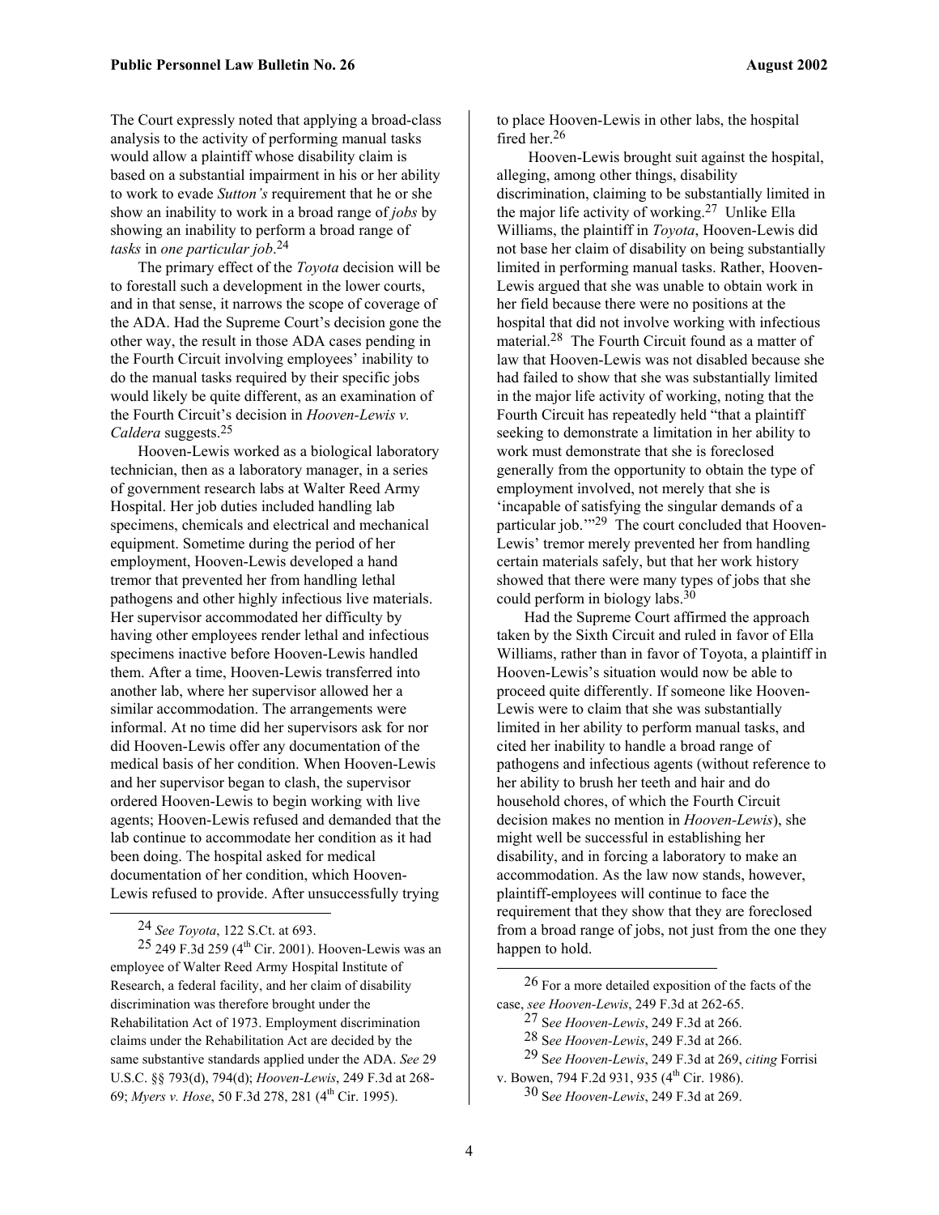The Court expressly noted that applying a broad-class analysis to the activity of performing manual tasks would allow a plaintiff whose disability claim is based on a substantial impairment in his or her ability to work to evade *Sutton's* requirement that he or she show an inability to work in a broad range of *jobs* by showing an inability to perform a broad range of *tasks* in *one particular job*.[24]

The primary effect of the *Toyota* decision will be to forestall such a development in the lower courts, and in that sense, it narrows the scope of coverage of the ADA. Had the Supreme Court's decision gone the other way, the result in those ADA cases pending in the Fourth Circuit involving employees' inability to do the manual tasks required by their specific jobs would likely be quite different, as an examination of the Fourth Circuit's decision in *Hooven-Lewis v. Caldera* suggests.[25]

Hooven-Lewis worked as a biological laboratory technician, then as a laboratory manager, in a series of government research labs at Walter Reed Army Hospital. Her job duties included handling lab specimens, chemicals and electrical and mechanical equipment. Sometime during the period of her employment, Hooven-Lewis developed a hand tremor that prevented her from handling lethal pathogens and other highly infectious live materials. Her supervisor accommodated her difficulty by having other employees render lethal and infectious specimens inactive before Hooven-Lewis handled them. After a time, Hooven-Lewis transferred into another lab, where her supervisor allowed her a similar accommodation. The arrangements were informal. At no time did her supervisors ask for nor did Hooven-Lewis offer any documentation of the medical basis of her condition. When Hooven-Lewis and her supervisor began to clash, the supervisor ordered Hooven-Lewis to begin working with live agents; Hooven-Lewis refused and demanded that the lab continue to accommodate her condition as it had been doing. The hospital asked for medical documentation of her condition, which Hooven-Lewis refused to provide. After unsuccessfully trying to place Hooven-Lewis in other labs, the hospital fired her.[26]

Hooven-Lewis brought suit against the hospital, alleging, among other things, disability discrimination, claiming to be substantially limited in the major life activity of working.[27] Unlike Ella Williams, the plaintiff in *Toyota*, Hooven-Lewis did not base her claim of disability on being substantially limited in performing manual tasks. Rather, Hooven-Lewis argued that she was unable to obtain work in her field because there were no positions at the hospital that did not involve working with infectious material.[28] The Fourth Circuit found as a matter of law that Hooven-Lewis was not disabled because she had failed to show that she was substantially limited in the major life activity of working, noting that the Fourth Circuit has repeatedly held "that a plaintiff seeking to demonstrate a limitation in her ability to work must demonstrate that she is foreclosed generally from the opportunity to obtain the type of employment involved, not merely that she is 'incapable of satisfying the singular demands of a particular job.'"[29] The court concluded that Hooven-Lewis' tremor merely prevented her from handling certain materials safely, but that her work history showed that there were many types of jobs that she could perform in biology labs.[30]

Had the Supreme Court affirmed the approach taken by the Sixth Circuit and ruled in favor of Ella Williams, rather than in favor of Toyota, a plaintiff in Hooven-Lewis's situation would now be able to proceed quite differently. If someone like Hooven-Lewis were to claim that she was substantially limited in her ability to perform manual tasks, and cited her inability to handle a broad range of pathogens and infectious agents (without reference to her ability to brush her teeth and hair and do household chores, of which the Fourth Circuit decision makes no mention in *Hooven-Lewis*), she might well be successful in establishing her disability, and in forcing a laboratory to make an accommodation. As the law now stands, however, plaintiff-employees will continue to face the requirement that they show that they are foreclosed from a broad range of jobs, not just from the one they happen to hold.

---

[24] *See Toyota*, 122 S.Ct. at 693.

[25] 249 F.3d 259 (4th Cir. 2001). Hooven-Lewis was an employee of Walter Reed Army Hospital Institute of Research, a federal facility, and her claim of disability discrimination was therefore brought under the Rehabilitation Act of 1973. Employment discrimination claims under the Rehabilitation Act are decided by the same substantive standards applied under the ADA. *See* 29 U.S.C. §§ 793(d), 794(d); *Hooven-Lewis*, 249 F.3d at 268-69; *Myers v. Hose*, 50 F.3d 278, 281 (4th Cir. 1995).

[26] For a more detailed exposition of the facts of the case, *see Hooven-Lewis*, 249 F.3d at 262-65.

[27] S*ee Hooven-Lewis*, 249 F.3d at 266.

[28] S*ee Hooven-Lewis*, 249 F.3d at 266.

[29] S*ee Hooven-Lewis*, 249 F.3d at 269, *citing* Forrisi v. Bowen, 794 F.2d 931, 935 (4th Cir. 1986).

[30] S*ee Hooven-Lewis*, 249 F.3d at 269.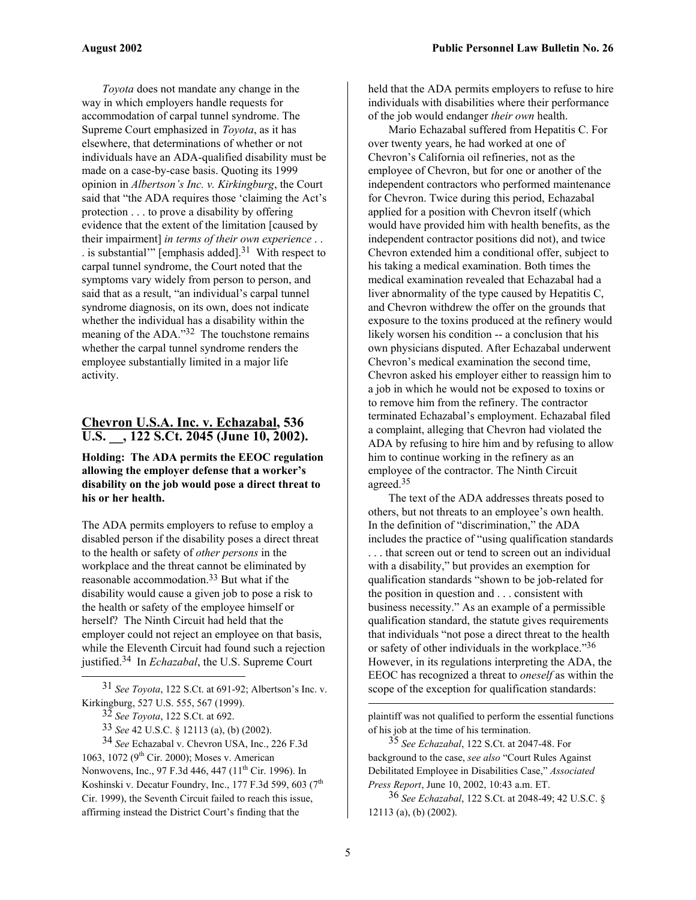*Toyota* does not mandate any change in the way in which employers handle requests for accommodation of carpal tunnel syndrome. The Supreme Court emphasized in *Toyota*, as it has elsewhere, that determinations of whether or not individuals have an ADA-qualified disability must be made on a case-by-case basis. Quoting its 1999 opinion in *Albertson's Inc. v. Kirkingburg*, the Court said that "the ADA requires those 'claiming the Act's protection . . . to prove a disability by offering evidence that the extent of the limitation [caused by their impairment] *in terms of their own experience* . . . is substantial'" [emphasis added].[31] With respect to carpal tunnel syndrome, the Court noted that the symptoms vary widely from person to person, and said that as a result, "an individual's carpal tunnel syndrome diagnosis, on its own, does not indicate whether the individual has a disability within the meaning of the ADA."[32] The touchstone remains whether the carpal tunnel syndrome renders the employee substantially limited in a major life activity.

## Chevron U.S.A. Inc. v. Echazabal, 536 U.S. __, 122 S.Ct. 2045 (June 10, 2002).

**Holding: The ADA permits the EEOC regulation allowing the employer defense that a worker's disability on the job would pose a direct threat to his or her health.**

The ADA permits employers to refuse to employ a disabled person if the disability poses a direct threat to the health or safety of *other persons* in the workplace and the threat cannot be eliminated by reasonable accommodation.[33] But what if the disability would cause a given job to pose a risk to the health or safety of the employee himself or herself? The Ninth Circuit had held that the employer could not reject an employee on that basis, while the Eleventh Circuit had found such a rejection justified.[34] In *Echazabal*, the U.S. Supreme Court held that the ADA permits employers to refuse to hire individuals with disabilities where their performance of the job would endanger *their own* health.

Mario Echazabal suffered from Hepatitis C. For over twenty years, he had worked at one of Chevron's California oil refineries, not as the employee of Chevron, but for one or another of the independent contractors who performed maintenance for Chevron. Twice during this period, Echazabal applied for a position with Chevron itself (which would have provided him with health benefits, as the independent contractor positions did not), and twice Chevron extended him a conditional offer, subject to his taking a medical examination. Both times the medical examination revealed that Echazabal had a liver abnormality of the type caused by Hepatitis C, and Chevron withdrew the offer on the grounds that exposure to the toxins produced at the refinery would likely worsen his condition -- a conclusion that his own physicians disputed. After Echazabal underwent Chevron's medical examination the second time, Chevron asked his employer either to reassign him to a job in which he would not be exposed to toxins or to remove him from the refinery. The contractor terminated Echazabal's employment. Echazabal filed a complaint, alleging that Chevron had violated the ADA by refusing to hire him and by refusing to allow him to continue working in the refinery as an employee of the contractor. The Ninth Circuit agreed.[35]

The text of the ADA addresses threats posed to others, but not threats to an employee's own health. In the definition of "discrimination," the ADA includes the practice of "using qualification standards . . . that screen out or tend to screen out an individual with a disability," but provides an exemption for qualification standards "shown to be job-related for the position in question and . . . consistent with business necessity." As an example of a permissible qualification standard, the statute gives requirements that individuals "not pose a direct threat to the health or safety of other individuals in the workplace."[36] However, in its regulations interpreting the ADA, the EEOC has recognized a threat to *oneself* as within the scope of the exception for qualification standards:

---

31 *See Toyota*, 122 S.Ct. at 691-92; Albertson's Inc. v. Kirkingburg, 527 U.S. 555, 567 (1999).

32 *See Toyota*, 122 S.Ct. at 692.

33 *See* 42 U.S.C. § 12113 (a), (b) (2002).

34 *See* Echazabal v. Chevron USA, Inc., 226 F.3d 1063, 1072 (9th Cir. 2000); Moses v. American Nonwovens, Inc., 97 F.3d 446, 447 (11th Cir. 1996). In Koshinski v. Decatur Foundry, Inc., 177 F.3d 599, 603 (7th Cir. 1999), the Seventh Circuit failed to reach this issue, affirming instead the District Court's finding that the plaintiff was not qualified to perform the essential functions of his job at the time of his termination.

35 *See Echazabal*, 122 S.Ct. at 2047-48. For background to the case, *see also* "Court Rules Against Debilitated Employee in Disabilities Case," *Associated Press Report*, June 10, 2002, 10:43 a.m. ET.

36 *See Echazabal*, 122 S.Ct. at 2048-49; 42 U.S.C. § 12113 (a), (b) (2002).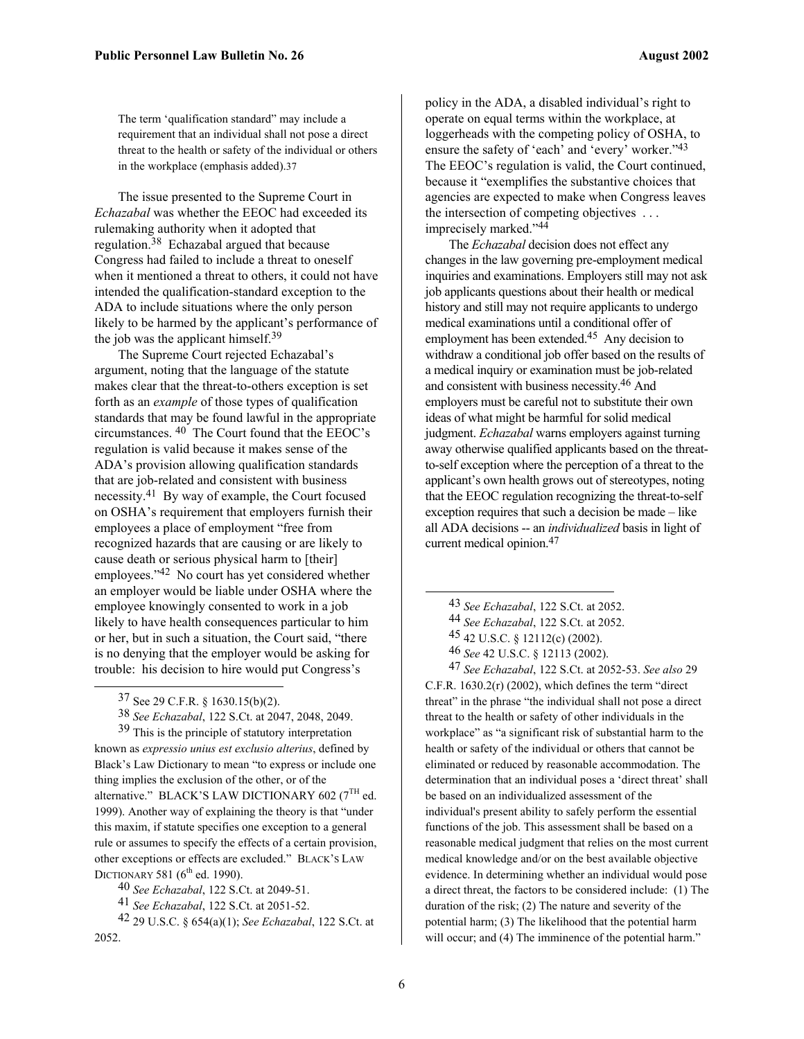> The term 'qualification standard" may include a requirement that an individual shall not pose a direct threat to the health or safety of the individual or others in the workplace (emphasis added).[37]

The issue presented to the Supreme Court in *Echazabal* was whether the EEOC had exceeded its rulemaking authority when it adopted that regulation.[38] Echazabal argued that because Congress had failed to include a threat to oneself when it mentioned a threat to others, it could not have intended the qualification-standard exception to the ADA to include situations where the only person likely to be harmed by the applicant's performance of the job was the applicant himself.[39]

The Supreme Court rejected Echazabal's argument, noting that the language of the statute makes clear that the threat-to-others exception is set forth as an *example* of those types of qualification standards that may be found lawful in the appropriate circumstances.[40] The Court found that the EEOC's regulation is valid because it makes sense of the ADA's provision allowing qualification standards that are job-related and consistent with business necessity.[41] By way of example, the Court focused on OSHA's requirement that employers furnish their employees a place of employment "free from recognized hazards that are causing or are likely to cause death or serious physical harm to [their] employees."[42] No court has yet considered whether an employer would be liable under OSHA where the employee knowingly consented to work in a job likely to have health consequences particular to him or her, but in such a situation, the Court said, "there is no denying that the employer would be asking for trouble: his decision to hire would put Congress's policy in the ADA, a disabled individual's right to operate on equal terms within the workplace, at loggerheads with the competing policy of OSHA, to ensure the safety of 'each' and 'every' worker."[43] The EEOC's regulation is valid, the Court continued, because it "exemplifies the substantive choices that agencies are expected to make when Congress leaves the intersection of competing objectives . . . imprecisely marked."[44]

The *Echazabal* decision does not effect any changes in the law governing pre-employment medical inquiries and examinations. Employers still may not ask job applicants questions about their health or medical history and still may not require applicants to undergo medical examinations until a conditional offer of employment has been extended.[45] Any decision to withdraw a conditional job offer based on the results of a medical inquiry or examination must be job-related and consistent with business necessity.[46] And employers must be careful not to substitute their own ideas of what might be harmful for solid medical judgment. *Echazabal* warns employers against turning away otherwise qualified applicants based on the threat-to-self exception where the perception of a threat to the applicant's own health grows out of stereotypes, noting that the EEOC regulation recognizing the threat-to-self exception requires that such a decision be made – like all ADA decisions -- an *individualized* basis in light of current medical opinion.[47]

---

[37] See 29 C.F.R. § 1630.15(b)(2).

[38] *See Echazabal*, 122 S.Ct. at 2047, 2048, 2049.

[39] This is the principle of statutory interpretation known as *expressio unius est exclusio alterius*, defined by Black's Law Dictionary to mean "to express or include one thing implies the exclusion of the other, or of the alternative." BLACK'S LAW DICTIONARY 602 (7TH ed. 1999). Another way of explaining the theory is that "under this maxim, if statute specifies one exception to a general rule or assumes to specify the effects of a certain provision, other exceptions or effects are excluded." BLACK'S LAW DICTIONARY 581 (6th ed. 1990).

[40] *See Echazabal*, 122 S.Ct. at 2049-51.

[41] *See Echazabal*, 122 S.Ct. at 2051-52.

[42] 29 U.S.C. § 654(a)(1); *See Echazabal*, 122 S.Ct. at 2052.

[43] *See Echazabal*, 122 S.Ct. at 2052.

[44] *See Echazabal*, 122 S.Ct. at 2052.

[45] 42 U.S.C. § 12112(c) (2002).

[46] *See* 42 U.S.C. § 12113 (2002).

[47] *See Echazabal*, 122 S.Ct. at 2052-53. *See also* 29 C.F.R. 1630.2(r) (2002), which defines the term "direct threat" in the phrase "the individual shall not pose a direct threat to the health or safety of other individuals in the workplace" as "a significant risk of substantial harm to the health or safety of the individual or others that cannot be eliminated or reduced by reasonable accommodation. The determination that an individual poses a 'direct threat' shall be based on an individualized assessment of the individual's present ability to safely perform the essential functions of the job. This assessment shall be based on a reasonable medical judgment that relies on the most current medical knowledge and/or on the best available objective evidence. In determining whether an individual would pose a direct threat, the factors to be considered include: (1) The duration of the risk; (2) The nature and severity of the potential harm; (3) The likelihood that the potential harm will occur; and (4) The imminence of the potential harm."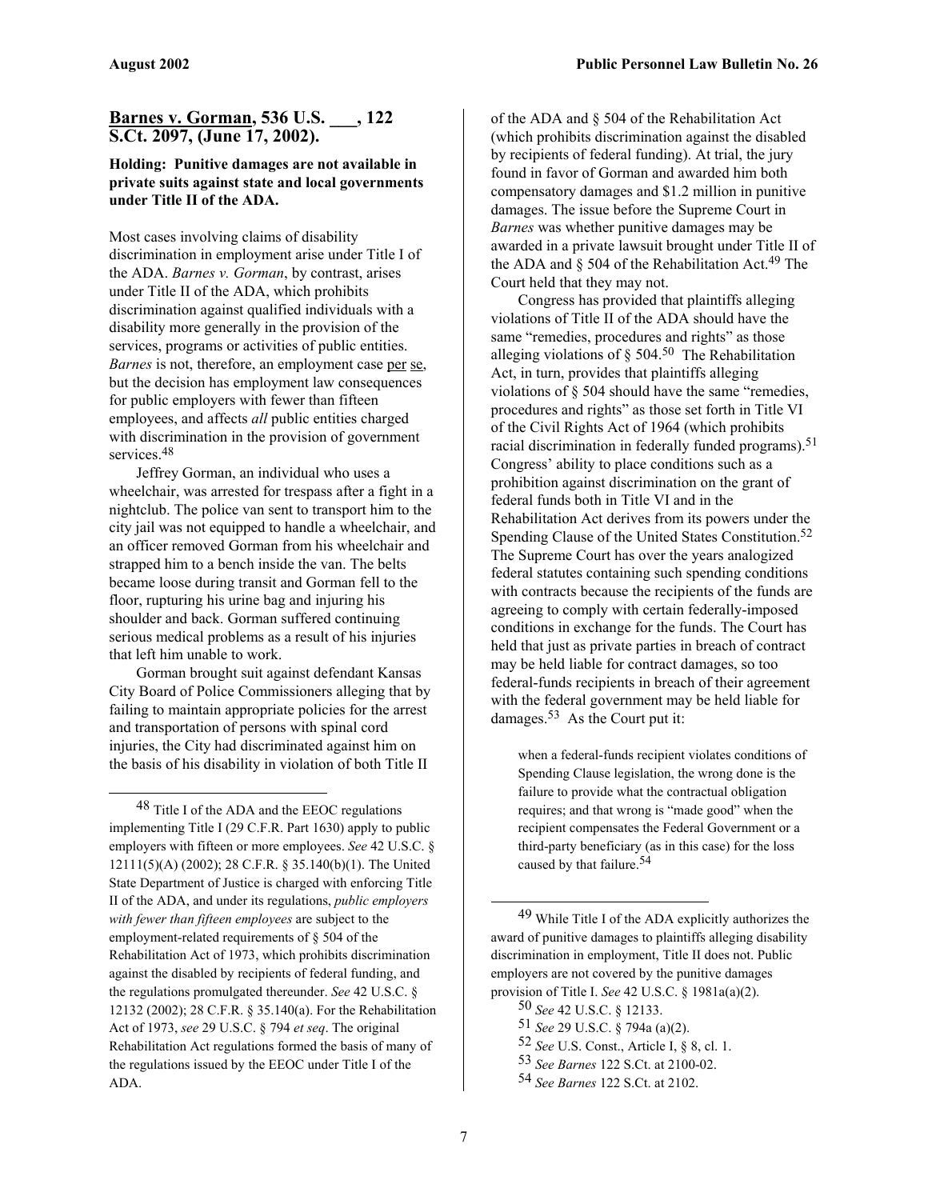## Barnes v. Gorman, 536 U.S. ___, 122 S.Ct. 2097, (June 17, 2002).

**Holding: Punitive damages are not available in private suits against state and local governments under Title II of the ADA.**

Most cases involving claims of disability discrimination in employment arise under Title I of the ADA. *Barnes v. Gorman*, by contrast, arises under Title II of the ADA, which prohibits discrimination against qualified individuals with a disability more generally in the provision of the services, programs or activities of public entities. *Barnes* is not, therefore, an employment case per se, but the decision has employment law consequences for public employers with fewer than fifteen employees, and affects *all* public entities charged with discrimination in the provision of government services.[48]

Jeffrey Gorman, an individual who uses a wheelchair, was arrested for trespass after a fight in a nightclub. The police van sent to transport him to the city jail was not equipped to handle a wheelchair, and an officer removed Gorman from his wheelchair and strapped him to a bench inside the van. The belts became loose during transit and Gorman fell to the floor, rupturing his urine bag and injuring his shoulder and back. Gorman suffered continuing serious medical problems as a result of his injuries that left him unable to work.

Gorman brought suit against defendant Kansas City Board of Police Commissioners alleging that by failing to maintain appropriate policies for the arrest and transportation of persons with spinal cord injuries, the City had discriminated against him on the basis of his disability in violation of both Title II of the ADA and § 504 of the Rehabilitation Act (which prohibits discrimination against the disabled by recipients of federal funding). At trial, the jury found in favor of Gorman and awarded him both compensatory damages and $1.2 million in punitive damages. The issue before the Supreme Court in *Barnes* was whether punitive damages may be awarded in a private lawsuit brought under Title II of the ADA and § 504 of the Rehabilitation Act.[49] The Court held that they may not.

Congress has provided that plaintiffs alleging violations of Title II of the ADA should have the same "remedies, procedures and rights" as those alleging violations of § 504.[50] The Rehabilitation Act, in turn, provides that plaintiffs alleging violations of § 504 should have the same "remedies, procedures and rights" as those set forth in Title VI of the Civil Rights Act of 1964 (which prohibits racial discrimination in federally funded programs).[51] Congress' ability to place conditions such as a prohibition against discrimination on the grant of federal funds both in Title VI and in the Rehabilitation Act derives from its powers under the Spending Clause of the United States Constitution.[52] The Supreme Court has over the years analogized federal statutes containing such spending conditions with contracts because the recipients of the funds are agreeing to comply with certain federally-imposed conditions in exchange for the funds. The Court has held that just as private parties in breach of contract may be held liable for contract damages, so too federal-funds recipients in breach of their agreement with the federal government may be held liable for damages.[53] As the Court put it:

> when a federal-funds recipient violates conditions of Spending Clause legislation, the wrong done is the failure to provide what the contractual obligation requires; and that wrong is "made good" when the recipient compensates the Federal Government or a third-party beneficiary (as in this case) for the loss caused by that failure.[54]

---

[48] Title I of the ADA and the EEOC regulations implementing Title I (29 C.F.R. Part 1630) apply to public employers with fifteen or more employees. *See* 42 U.S.C. § 12111(5)(A) (2002); 28 C.F.R. § 35.140(b)(1). The United State Department of Justice is charged with enforcing Title II of the ADA, and under its regulations, *public employers with fewer than fifteen employees* are subject to the employment-related requirements of § 504 of the Rehabilitation Act of 1973, which prohibits discrimination against the disabled by recipients of federal funding, and the regulations promulgated thereunder. *See* 42 U.S.C. § 12132 (2002); 28 C.F.R. § 35.140(a). For the Rehabilitation Act of 1973, *see* 29 U.S.C. § 794 *et seq*. The original Rehabilitation Act regulations formed the basis of many of the regulations issued by the EEOC under Title I of the ADA.

[49] While Title I of the ADA explicitly authorizes the award of punitive damages to plaintiffs alleging disability discrimination in employment, Title II does not. Public employers are not covered by the punitive damages provision of Title I. *See* 42 U.S.C. § 1981a(a)(2).

[50] *See* 42 U.S.C. § 12133.

[51] *See* 29 U.S.C. § 794a (a)(2).

[52] *See* U.S. Const., Article I, § 8, cl. 1.

[53] *See Barnes* 122 S.Ct. at 2100-02.

[54] *See Barnes* 122 S.Ct. at 2102.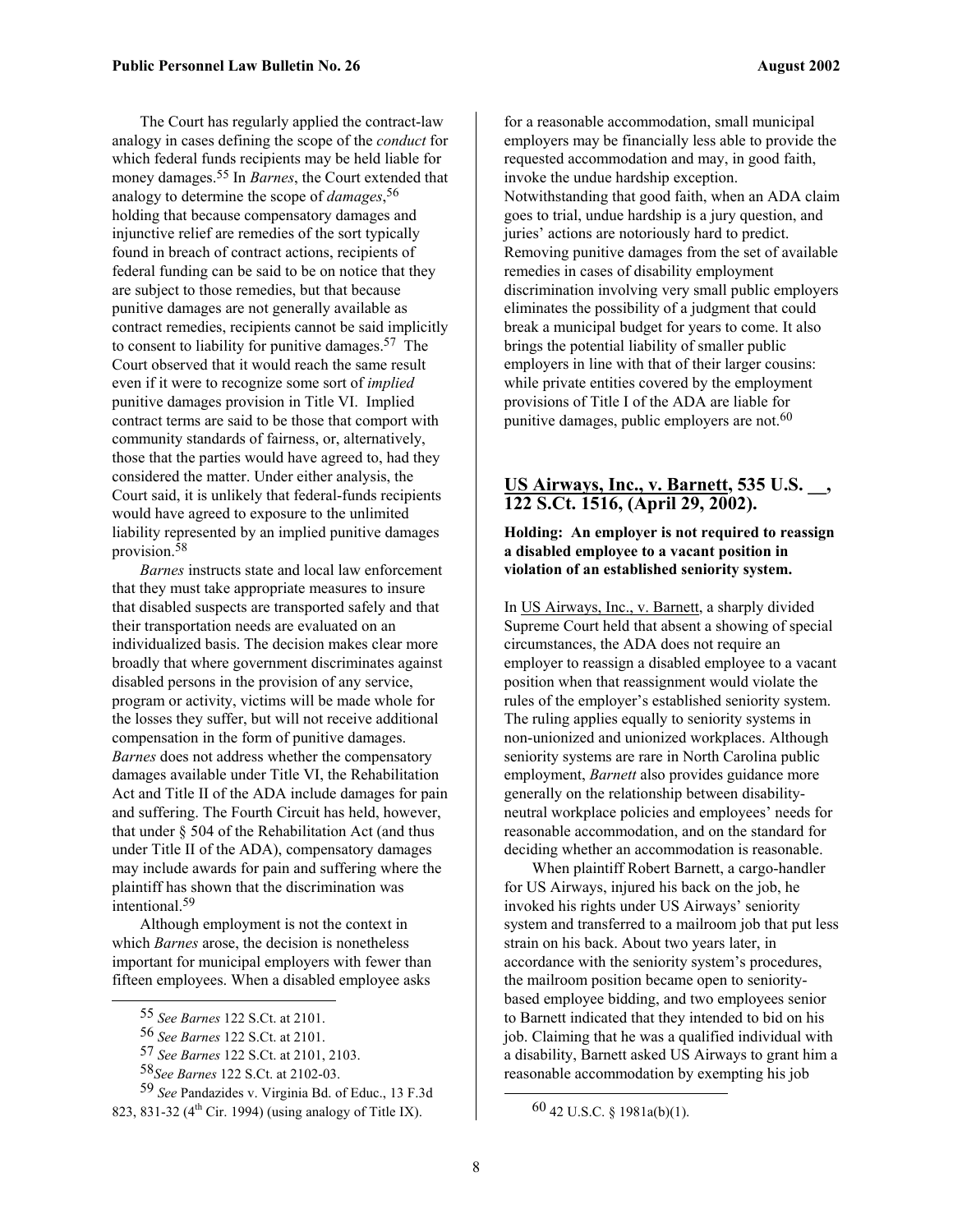The Court has regularly applied the contract-law analogy in cases defining the scope of the *conduct* for which federal funds recipients may be held liable for money damages.[55] In *Barnes*, the Court extended that analogy to determine the scope of *damages*,[56] holding that because compensatory damages and injunctive relief are remedies of the sort typically found in breach of contract actions, recipients of federal funding can be said to be on notice that they are subject to those remedies, but that because punitive damages are not generally available as contract remedies, recipients cannot be said implicitly to consent to liability for punitive damages.[57] The Court observed that it would reach the same result even if it were to recognize some sort of *implied* punitive damages provision in Title VI. Implied contract terms are said to be those that comport with community standards of fairness, or, alternatively, those that the parties would have agreed to, had they considered the matter. Under either analysis, the Court said, it is unlikely that federal-funds recipients would have agreed to exposure to the unlimited liability represented by an implied punitive damages provision.[58]

*Barnes* instructs state and local law enforcement that they must take appropriate measures to insure that disabled suspects are transported safely and that their transportation needs are evaluated on an individualized basis. The decision makes clear more broadly that where government discriminates against disabled persons in the provision of any service, program or activity, victims will be made whole for the losses they suffer, but will not receive additional compensation in the form of punitive damages. *Barnes* does not address whether the compensatory damages available under Title VI, the Rehabilitation Act and Title II of the ADA include damages for pain and suffering. The Fourth Circuit has held, however, that under § 504 of the Rehabilitation Act (and thus under Title II of the ADA), compensatory damages may include awards for pain and suffering where the plaintiff has shown that the discrimination was intentional.[59]

Although employment is not the context in which *Barnes* arose, the decision is nonetheless important for municipal employers with fewer than fifteen employees. When a disabled employee asks for a reasonable accommodation, small municipal employers may be financially less able to provide the requested accommodation and may, in good faith, invoke the undue hardship exception. Notwithstanding that good faith, when an ADA claim goes to trial, undue hardship is a jury question, and juries' actions are notoriously hard to predict. Removing punitive damages from the set of available remedies in cases of disability employment discrimination involving very small public employers eliminates the possibility of a judgment that could break a municipal budget for years to come. It also brings the potential liability of smaller public employers in line with that of their larger cousins: while private entities covered by the employment provisions of Title I of the ADA are liable for punitive damages, public employers are not.[60]

## US Airways, Inc., v. Barnett, 535 U.S. __, 122 S.Ct. 1516, (April 29, 2002).

**Holding: An employer is not required to reassign a disabled employee to a vacant position in violation of an established seniority system.**

In US Airways, Inc., v. Barnett, a sharply divided Supreme Court held that absent a showing of special circumstances, the ADA does not require an employer to reassign a disabled employee to a vacant position when that reassignment would violate the rules of the employer's established seniority system. The ruling applies equally to seniority systems in non-unionized and unionized workplaces. Although seniority systems are rare in North Carolina public employment, *Barnett* also provides guidance more generally on the relationship between disability-neutral workplace policies and employees' needs for reasonable accommodation, and on the standard for deciding whether an accommodation is reasonable.

When plaintiff Robert Barnett, a cargo-handler for US Airways, injured his back on the job, he invoked his rights under US Airways' seniority system and transferred to a mailroom job that put less strain on his back. About two years later, in accordance with the seniority system's procedures, the mailroom position became open to seniority-based employee bidding, and two employees senior to Barnett indicated that they intended to bid on his job. Claiming that he was a qualified individual with a disability, Barnett asked US Airways to grant him a reasonable accommodation by exempting his job

---

[55] *See Barnes* 122 S.Ct. at 2101.

[56] *See Barnes* 122 S.Ct. at 2101.

[57] *See Barnes* 122 S.Ct. at 2101, 2103.

[58] *See Barnes* 122 S.Ct. at 2102-03.

[59] *See* Pandazides v. Virginia Bd. of Educ., 13 F.3d 823, 831-32 (4th Cir. 1994) (using analogy of Title IX).

[60] 42 U.S.C. § 1981a(b)(1).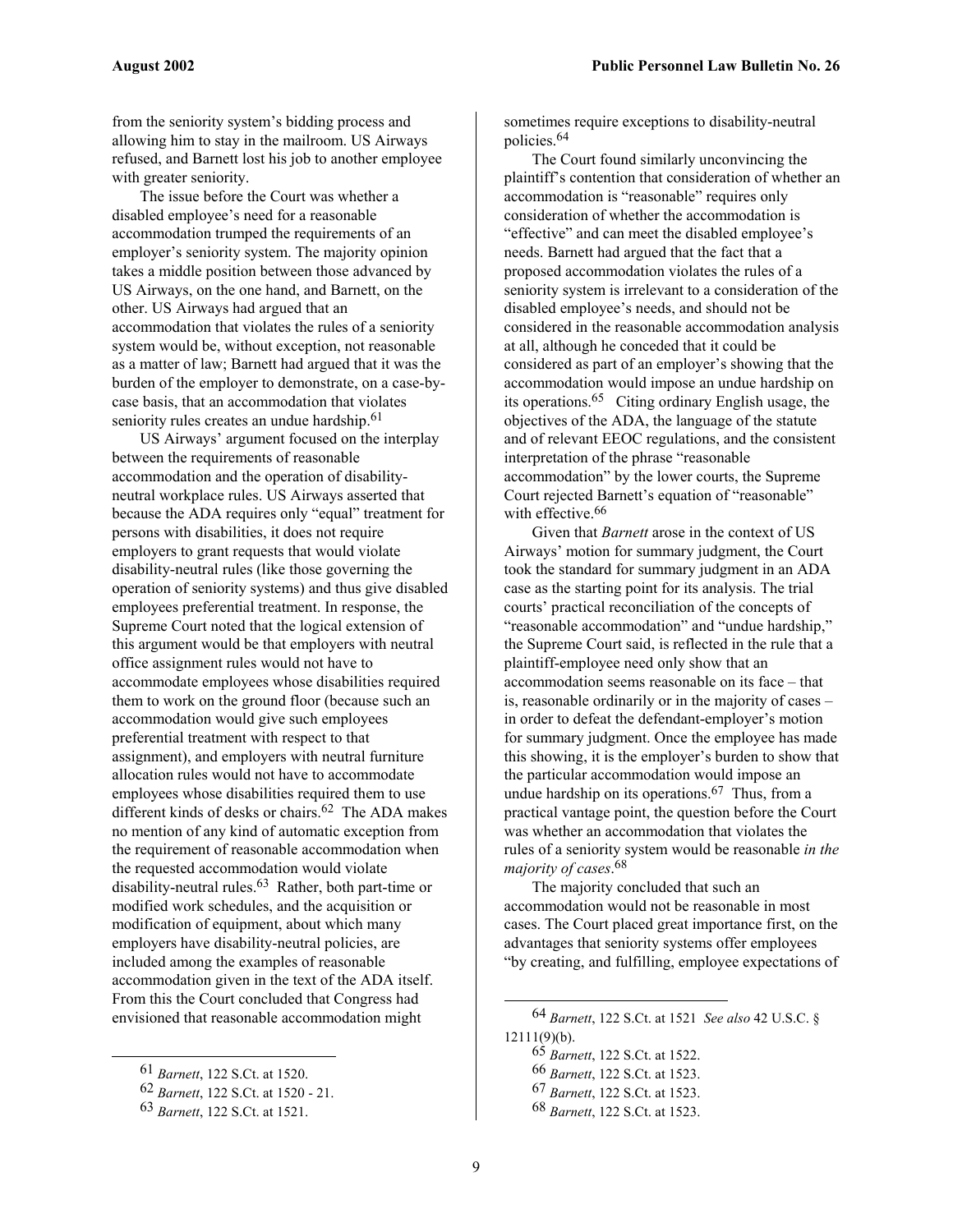from the seniority system's bidding process and allowing him to stay in the mailroom. US Airways refused, and Barnett lost his job to another employee with greater seniority.

The issue before the Court was whether a disabled employee's need for a reasonable accommodation trumped the requirements of an employer's seniority system. The majority opinion takes a middle position between those advanced by US Airways, on the one hand, and Barnett, on the other. US Airways had argued that an accommodation that violates the rules of a seniority system would be, without exception, not reasonable as a matter of law; Barnett had argued that it was the burden of the employer to demonstrate, on a case-by-case basis, that an accommodation that violates seniority rules creates an undue hardship.[61]

US Airways' argument focused on the interplay between the requirements of reasonable accommodation and the operation of disability-neutral workplace rules. US Airways asserted that because the ADA requires only "equal" treatment for persons with disabilities, it does not require employers to grant requests that would violate disability-neutral rules (like those governing the operation of seniority systems) and thus give disabled employees preferential treatment. In response, the Supreme Court noted that the logical extension of this argument would be that employers with neutral office assignment rules would not have to accommodate employees whose disabilities required them to work on the ground floor (because such an accommodation would give such employees preferential treatment with respect to that assignment), and employers with neutral furniture allocation rules would not have to accommodate employees whose disabilities required them to use different kinds of desks or chairs.[62] The ADA makes no mention of any kind of automatic exception from the requirement of reasonable accommodation when the requested accommodation would violate disability-neutral rules.[63] Rather, both part-time or modified work schedules, and the acquisition or modification of equipment, about which many employers have disability-neutral policies, are included among the examples of reasonable accommodation given in the text of the ADA itself. From this the Court concluded that Congress had envisioned that reasonable accommodation might sometimes require exceptions to disability-neutral policies.[64]

The Court found similarly unconvincing the plaintiff's contention that consideration of whether an accommodation is "reasonable" requires only consideration of whether the accommodation is "effective" and can meet the disabled employee's needs. Barnett had argued that the fact that a proposed accommodation violates the rules of a seniority system is irrelevant to a consideration of the disabled employee's needs, and should not be considered in the reasonable accommodation analysis at all, although he conceded that it could be considered as part of an employer's showing that the accommodation would impose an undue hardship on its operations.[65] Citing ordinary English usage, the objectives of the ADA, the language of the statute and of relevant EEOC regulations, and the consistent interpretation of the phrase "reasonable accommodation" by the lower courts, the Supreme Court rejected Barnett's equation of "reasonable" with effective.[66]

Given that *Barnett* arose in the context of US Airways' motion for summary judgment, the Court took the standard for summary judgment in an ADA case as the starting point for its analysis. The trial courts' practical reconciliation of the concepts of "reasonable accommodation" and "undue hardship," the Supreme Court said, is reflected in the rule that a plaintiff-employee need only show that an accommodation seems reasonable on its face – that is, reasonable ordinarily or in the majority of cases – in order to defeat the defendant-employer's motion for summary judgment. Once the employee has made this showing, it is the employer's burden to show that the particular accommodation would impose an undue hardship on its operations.[67] Thus, from a practical vantage point, the question before the Court was whether an accommodation that violates the rules of a seniority system would be reasonable *in the majority of cases*.[68]

The majority concluded that such an accommodation would not be reasonable in most cases. The Court placed great importance first, on the advantages that seniority systems offer employees "by creating, and fulfilling, employee expectations of

---

[61] *Barnett*, 122 S.Ct. at 1520.

[62] *Barnett*, 122 S.Ct. at 1520 - 21.

[63] *Barnett*, 122 S.Ct. at 1521.

[64] *Barnett*, 122 S.Ct. at 1521 *See also* 42 U.S.C. § 12111(9)(b).

[65] *Barnett*, 122 S.Ct. at 1522.

[66] *Barnett*, 122 S.Ct. at 1523.

[67] *Barnett*, 122 S.Ct. at 1523.

[68] *Barnett*, 122 S.Ct. at 1523.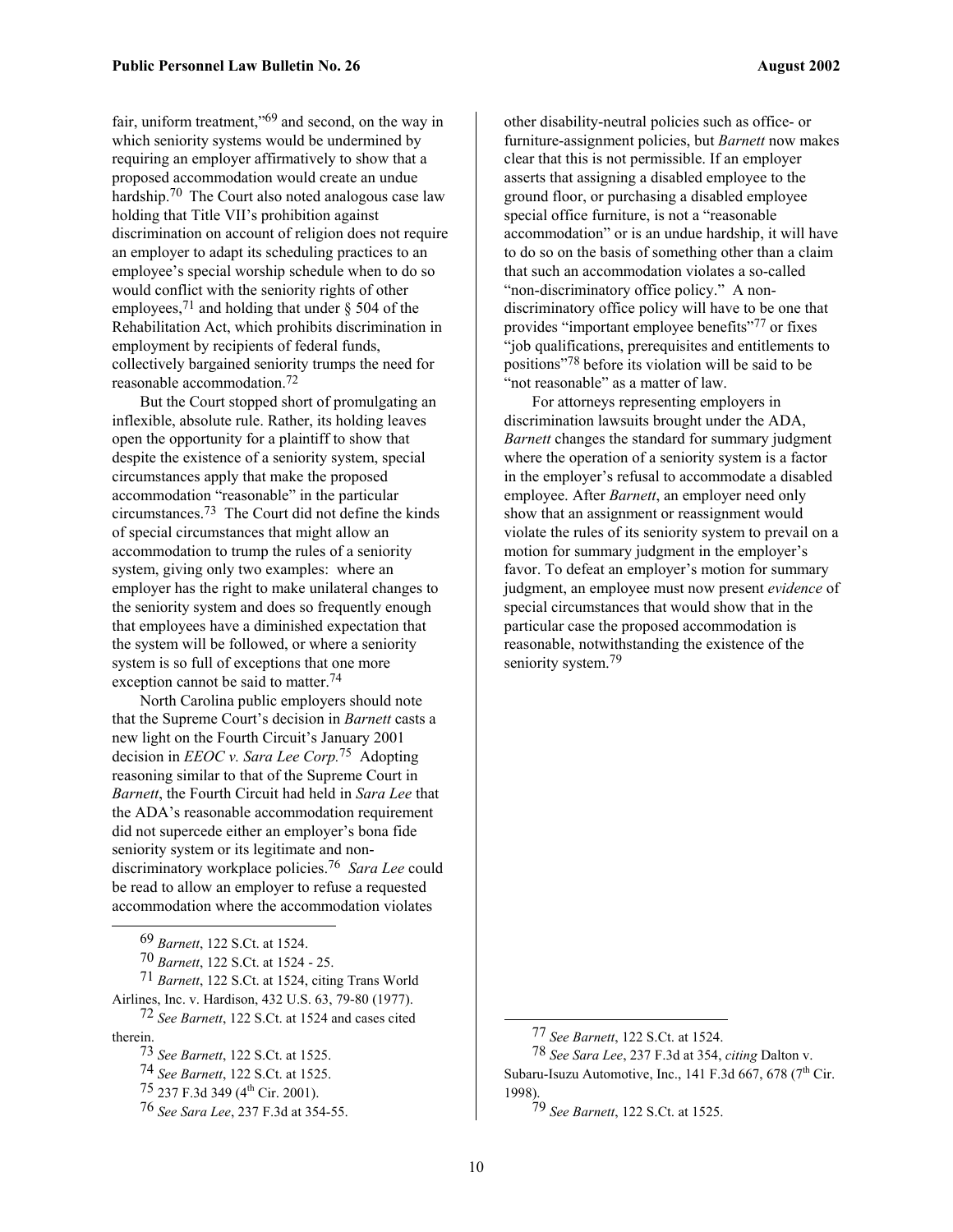fair, uniform treatment,"[69] and second, on the way in which seniority systems would be undermined by requiring an employer affirmatively to show that a proposed accommodation would create an undue hardship.[70] The Court also noted analogous case law holding that Title VII's prohibition against discrimination on account of religion does not require an employer to adapt its scheduling practices to an employee's special worship schedule when to do so would conflict with the seniority rights of other employees,[71] and holding that under § 504 of the Rehabilitation Act, which prohibits discrimination in employment by recipients of federal funds, collectively bargained seniority trumps the need for reasonable accommodation.[72]

But the Court stopped short of promulgating an inflexible, absolute rule. Rather, its holding leaves open the opportunity for a plaintiff to show that despite the existence of a seniority system, special circumstances apply that make the proposed accommodation "reasonable" in the particular circumstances.[73] The Court did not define the kinds of special circumstances that might allow an accommodation to trump the rules of a seniority system, giving only two examples: where an employer has the right to make unilateral changes to the seniority system and does so frequently enough that employees have a diminished expectation that the system will be followed, or where a seniority system is so full of exceptions that one more exception cannot be said to matter.[74]

North Carolina public employers should note that the Supreme Court's decision in *Barnett* casts a new light on the Fourth Circuit's January 2001 decision in *EEOC v. Sara Lee Corp.*[75] Adopting reasoning similar to that of the Supreme Court in *Barnett*, the Fourth Circuit had held in *Sara Lee* that the ADA's reasonable accommodation requirement did not supercede either an employer's bona fide seniority system or its legitimate and non-discriminatory workplace policies.[76] *Sara Lee* could be read to allow an employer to refuse a requested accommodation where the accommodation violates other disability-neutral policies such as office- or furniture-assignment policies, but *Barnett* now makes clear that this is not permissible. If an employer asserts that assigning a disabled employee to the ground floor, or purchasing a disabled employee special office furniture, is not a "reasonable accommodation" or is an undue hardship, it will have to do so on the basis of something other than a claim that such an accommodation violates a so-called "non-discriminatory office policy." A non-discriminatory office policy will have to be one that provides "important employee benefits"[77] or fixes "job qualifications, prerequisites and entitlements to positions"[78] before its violation will be said to be "not reasonable" as a matter of law.

For attorneys representing employers in discrimination lawsuits brought under the ADA, *Barnett* changes the standard for summary judgment where the operation of a seniority system is a factor in the employer's refusal to accommodate a disabled employee. After *Barnett*, an employer need only show that an assignment or reassignment would violate the rules of its seniority system to prevail on a motion for summary judgment in the employer's favor. To defeat an employer's motion for summary judgment, an employee must now present *evidence* of special circumstances that would show that in the particular case the proposed accommodation is reasonable, notwithstanding the existence of the seniority system.[79]

---

[69] *Barnett*, 122 S.Ct. at 1524.

[70] *Barnett*, 122 S.Ct. at 1524 - 25.

[71] *Barnett*, 122 S.Ct. at 1524, citing Trans World Airlines, Inc. v. Hardison, 432 U.S. 63, 79-80 (1977).

[72] *See Barnett*, 122 S.Ct. at 1524 and cases cited therein.

[73] *See Barnett*, 122 S.Ct. at 1525.

[74] *See Barnett*, 122 S.Ct. at 1525.

[75] 237 F.3d 349 (4th Cir. 2001).

[76] *See Sara Lee*, 237 F.3d at 354-55.

[77] *See Barnett*, 122 S.Ct. at 1524.

[78] *See Sara Lee*, 237 F.3d at 354, *citing* Dalton v. Subaru-Isuzu Automotive, Inc., 141 F.3d 667, 678 (7th Cir. 1998).

[79] *See Barnett*, 122 S.Ct. at 1525.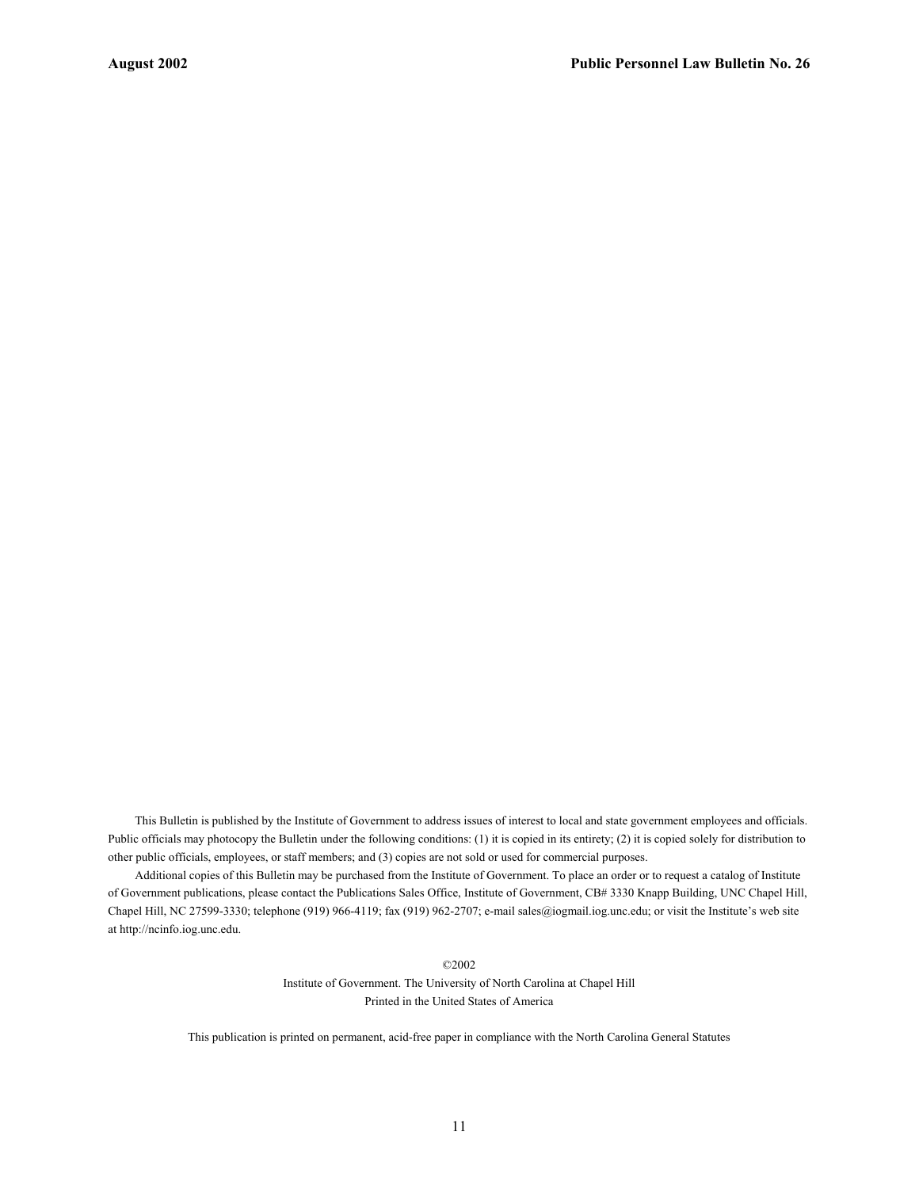This Bulletin is published by the Institute of Government to address issues of interest to local and state government employees and officials. Public officials may photocopy the Bulletin under the following conditions: (1) it is copied in its entirety; (2) it is copied solely for distribution to other public officials, employees, or staff members; and (3) copies are not sold or used for commercial purposes.

Additional copies of this Bulletin may be purchased from the Institute of Government. To place an order or to request a catalog of Institute of Government publications, please contact the Publications Sales Office, Institute of Government, CB# 3330 Knapp Building, UNC Chapel Hill, Chapel Hill, NC 27599-3330; telephone (919) 966-4119; fax (919) 962-2707; e-mail sales@iogmail.iog.unc.edu; or visit the Institute's web site at http://ncinfo.iog.unc.edu.

©2002

Institute of Government. The University of North Carolina at Chapel Hill

Printed in the United States of America

This publication is printed on permanent, acid-free paper in compliance with the North Carolina General Statutes